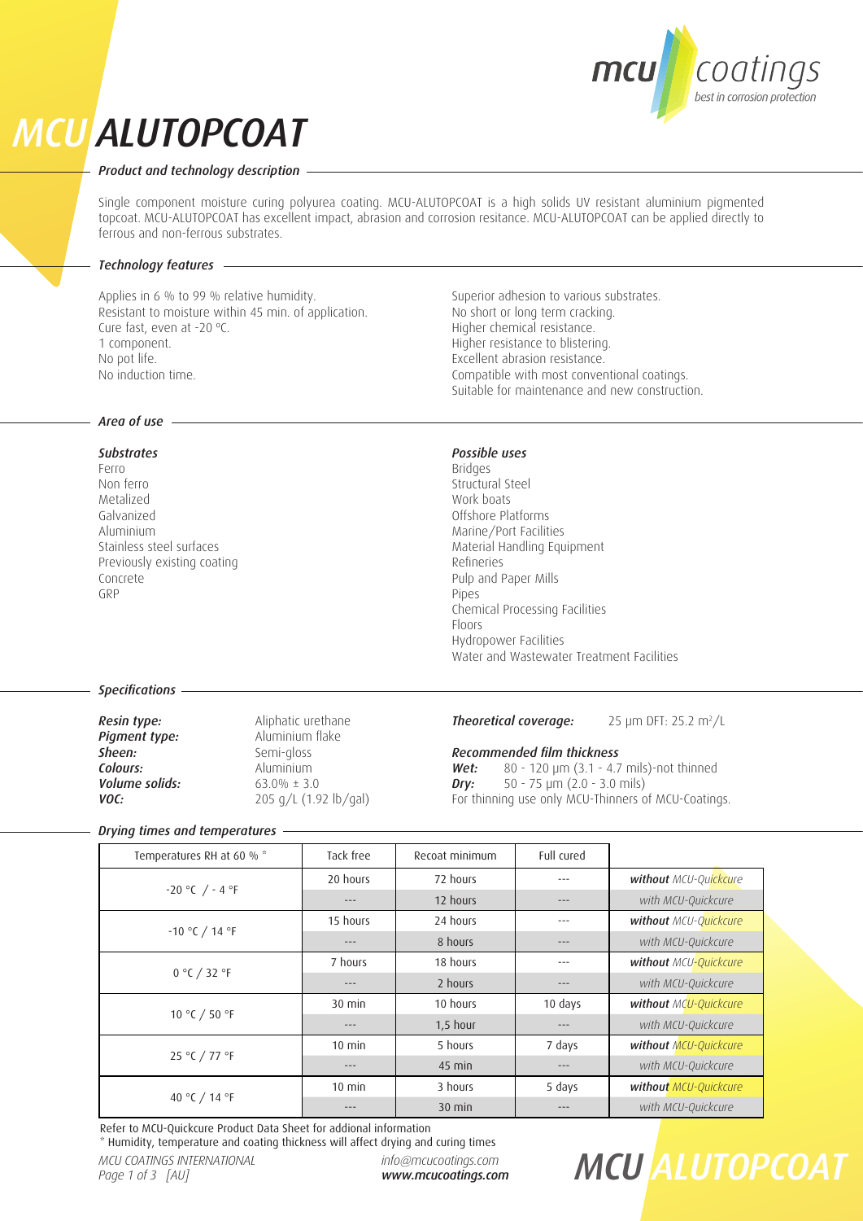# MCU ALUTOPCOAT

## Product and technology description

Single component moisture curing polyurea coating. MCU-ALUTOPCOAT is a high solids UV resistant aluminium pigmented topcoat. MCU-ALUTOPCOAT has excellent impact, abrasion and corrosion resitance. MCU-ALUTOPCOAT can be applied directly to ferrous and non-ferrous substrates.

## Technology features

Applies in 6 % to 99 % relative humidity.
Resistant to moisture within 45 min. of application.
Cure fast, even at -20 °C.
1 component.
No pot life.
No induction time.

Superior adhesion to various substrates.
No short or long term cracking.
Higher chemical resistance.
Higher resistance to blistering.
Excellent abrasion resistance.
Compatible with most conventional coatings.
Suitable for maintenance and new construction.

## Area of use

### Substrates

Ferro
Non ferro
Metalized
Galvanized
Aluminium
Stainless steel surfaces
Previously existing coating
Concrete
GRP

### Possible uses

Bridges
Structural Steel
Work boats
Offshore Platforms
Marine/Port Facilities
Material Handling Equipment
Refineries
Pulp and Paper Mills
Pipes
Chemical Processing Facilities
Floors
Hydropower Facilities
Water and Wastewater Treatment Facilities

## Specifications

**Resin type:** Aliphatic urethane
**Pigment type:** Aluminium flake
**Sheen:** Semi-gloss
**Colours:** Aluminium
**Volume solids:** 63.0% ± 3.0
**VOC:** 205 g/L (1.92 lb/gal)

**Theoretical coverage:** 25 µm DFT: 25.2 m²/L

### Recommended film thickness

**Wet:** 80 - 120 µm (3.1 - 4.7 mils)-not thinned
**Dry:** 50 - 75 µm (2.0 - 3.0 mils)
For thinning use only MCU-Thinners of MCU-Coatings.

## Drying times and temperatures

| Temperatures RH at 60 % * | Tack free | Recoat minimum | Full cured | |
|---|---|---|---|---|
| -20 °C / - 4 °F | 20 hours | 72 hours | --- | ***without*** *MCU-Quickcure* |
| | --- | 12 hours | --- | *with MCU-Quickcure* |
| -10 °C / 14 °F | 15 hours | 24 hours | --- | ***without*** *MCU-Quickcure* |
| | --- | 8 hours | --- | *with MCU-Quickcure* |
| 0 °C / 32 °F | 7 hours | 18 hours | --- | ***without*** *MCU-Quickcure* |
| | --- | 2 hours | --- | *with MCU-Quickcure* |
| 10 °C / 50 °F | 30 min | 10 hours | 10 days | ***without*** *MCU-Quickcure* |
| | --- | 1,5 hour | --- | *with MCU-Quickcure* |
| 25 °C / 77 °F | 10 min | 5 hours | 7 days | ***without*** *MCU-Quickcure* |
| | --- | 45 min | --- | *with MCU-Quickcure* |
| 40 °C / 14 °F | 10 min | 3 hours | 5 days | ***without*** *MCU-Quickcure* |
| | --- | 30 min | --- | *with MCU-Quickcure* |

Refer to MCU-Quickcure Product Data Sheet for addional information
* Humidity, temperature and coating thickness will affect drying and curing times

*MCU COATINGS INTERNATIONAL*
*info@mcucoatings.com*
***www.mcucoatings.com***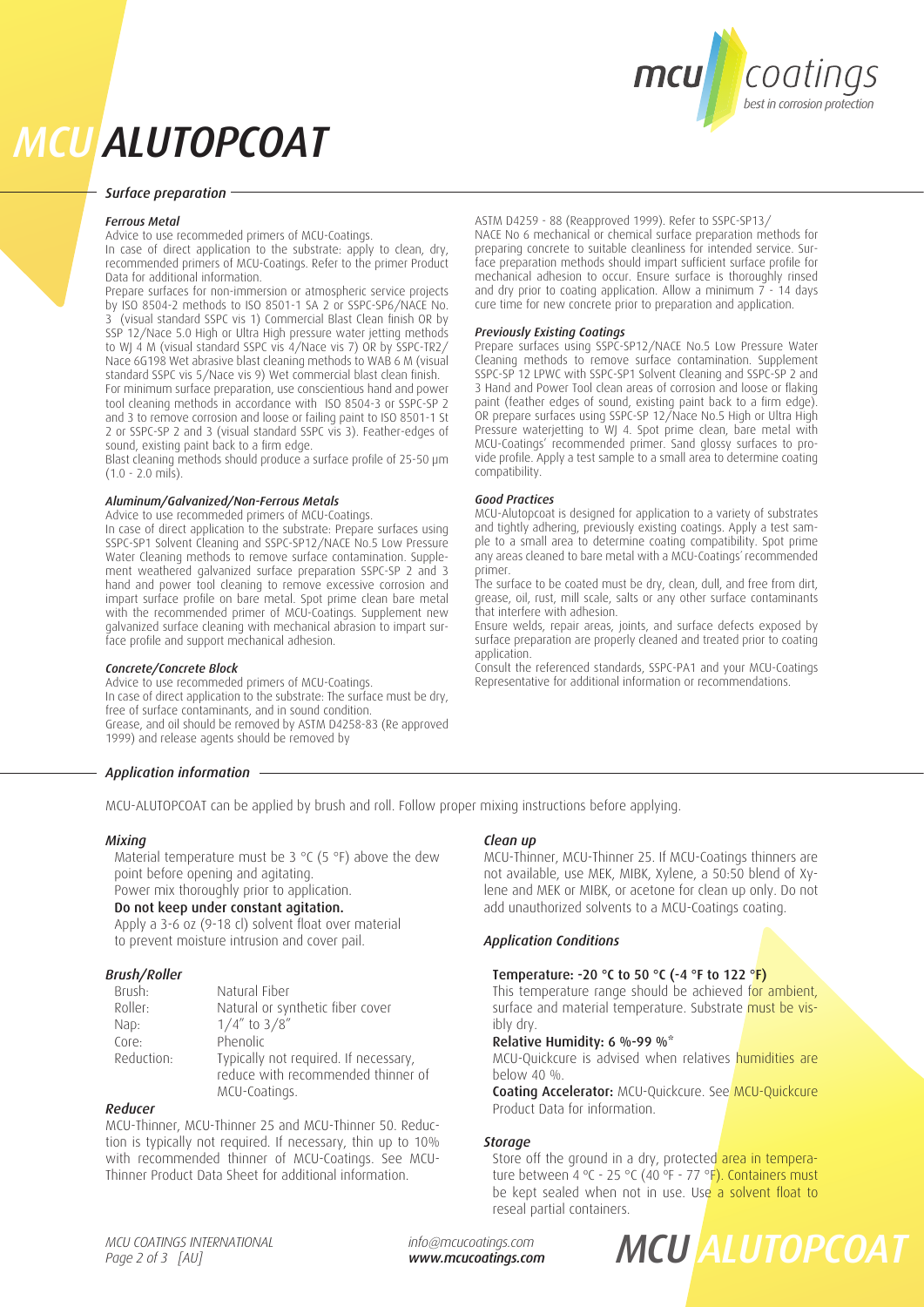# MCU ALUTOPCOAT

## Surface preparation

### Ferrous Metal

Advice to use recommeded primers of MCU-Coatings.

In case of direct application to the substrate: apply to clean, dry, recommended primers of MCU-Coatings. Refer to the primer Product Data for additional information.

Prepare surfaces for non-immersion or atmospheric service projects by ISO 8504-2 methods to ISO 8501-1 SA 2 or SSPC-SP6/NACE No. 3 (visual standard SSPC vis 1) Commercial Blast Clean finish OR by SSP 12/Nace 5.0 High or Ultra High pressure water jetting methods to WJ 4 M (visual standard SSPC vis 4/Nace vis 7) OR by SSPC-TR2/ Nace 6G198 Wet abrasive blast cleaning methods to WAB 6 M (visual standard SSPC vis 5/Nace vis 9) Wet commercial blast clean finish.

For minimum surface preparation, use conscientious hand and power tool cleaning methods in accordance with ISO 8504-3 or SSPC-SP 2 and 3 to remove corrosion and loose or failing paint to ISO 8501-1 St 2 or SSPC-SP 2 and 3 (visual standard SSPC vis 3). Feather-edges of sound, existing paint back to a firm edge.

Blast cleaning methods should produce a surface profile of 25-50 µm (1.0 - 2.0 mils).

### Aluminum/Galvanized/Non-Ferrous Metals

Advice to use recommeded primers of MCU-Coatings.

In case of direct application to the substrate: Prepare surfaces using SSPC-SP1 Solvent Cleaning and SSPC-SP12/NACE No.5 Low Pressure Water Cleaning methods to remove surface contamination. Supplement weathered galvanized surface preparation SSPC-SP 2 and 3 hand and power tool cleaning to remove excessive corrosion and impart surface profile on bare metal. Spot prime clean bare metal with the recommended primer of MCU-Coatings. Supplement new galvanized surface cleaning with mechanical abrasion to impart surface profile and support mechanical adhesion.

### Concrete/Concrete Block

Advice to use recommeded primers of MCU-Coatings.

In case of direct application to the substrate: The surface must be dry, free of surface contaminants, and in sound condition.

Grease, and oil should be removed by ASTM D4258-83 (Re approved 1999) and release agents should be removed by ASTM D4259 - 88 (Reapproved 1999). Refer to SSPC-SP13/ NACE No 6 mechanical or chemical surface preparation methods for preparing concrete to suitable cleanliness for intended service. Surface preparation methods should impart sufficient surface profile for mechanical adhesion to occur. Ensure surface is thoroughly rinsed and dry prior to coating application. Allow a minimum 7 - 14 days cure time for new concrete prior to preparation and application.

### Previously Existing Coatings

Prepare surfaces using SSPC-SP12/NACE No.5 Low Pressure Water Cleaning methods to remove surface contamination. Supplement SSPC-SP 12 LPWC with SSPC-SP1 Solvent Cleaning and SSPC-SP 2 and 3 Hand and Power Tool clean areas of corrosion and loose or flaking paint (feather edges of sound, existing paint back to a firm edge). OR prepare surfaces using SSPC-SP 12/Nace No.5 High or Ultra High Pressure waterjetting to WJ 4. Spot prime clean, bare metal with MCU-Coatings' recommended primer. Sand glossy surfaces to provide profile. Apply a test sample to a small area to determine coating compatibility.

### Good Practices

MCU-Alutopcoat is designed for application to a variety of substrates and tightly adhering, previously existing coatings. Apply a test sample to a small area to determine coating compatibility. Spot prime any areas cleaned to bare metal with a MCU-Coatings' recommended primer.

The surface to be coated must be dry, clean, dull, and free from dirt, grease, oil, rust, mill scale, salts or any other surface contaminants that interfere with adhesion.

Ensure welds, repair areas, joints, and surface defects exposed by surface preparation are properly cleaned and treated prior to coating application.

Consult the referenced standards, SSPC-PA1 and your MCU-Coatings Representative for additional information or recommendations.

## Application information

MCU-ALUTOPCOAT can be applied by brush and roll. Follow proper mixing instructions before applying.

### Mixing

Material temperature must be 3 °C (5 °F) above the dew point before opening and agitating.

Power mix thoroughly prior to application.

**Do not keep under constant agitation.**

Apply a 3-6 oz (9-18 cl) solvent float over material to prevent moisture intrusion and cover pail.

### Brush/Roller

| | |
|---|---|
| Brush: | Natural Fiber |
| Roller: | Natural or synthetic fiber cover |
| Nap: | 1/4" to 3/8" |
| Core: | Phenolic |
| Reduction: | Typically not required. If necessary, reduce with recommended thinner of MCU-Coatings. |

### Reducer

MCU-Thinner, MCU-Thinner 25 and MCU-Thinner 50. Reduction is typically not required. If necessary, thin up to 10% with recommended thinner of MCU-Coatings. See MCU-Thinner Product Data Sheet for additional information.

### Clean up

MCU-Thinner, MCU-Thinner 25. If MCU-Coatings thinners are not available, use MEK, MIBK, Xylene, a 50:50 blend of Xylene and MEK or MIBK, or acetone for clean up only. Do not add unauthorized solvents to a MCU-Coatings coating.

### Application Conditions

**Temperature: -20 °C to 50 °C (-4 °F to 122 °F)**

This temperature range should be achieved for ambient, surface and material temperature. Substrate must be visibly dry.

**Relative Humidity: 6 %-99 %***

MCU-Quickcure is advised when relatives humidities are below 40 %.

**Coating Accelerator:** MCU-Quickcure. See MCU-Quickcure Product Data for information.

### Storage

Store off the ground in a dry, protected area in temperature between 4 °C - 25 °C (40 °F - 77 °F). Containers must be kept sealed when not in use. Use a solvent float to reseal partial containers.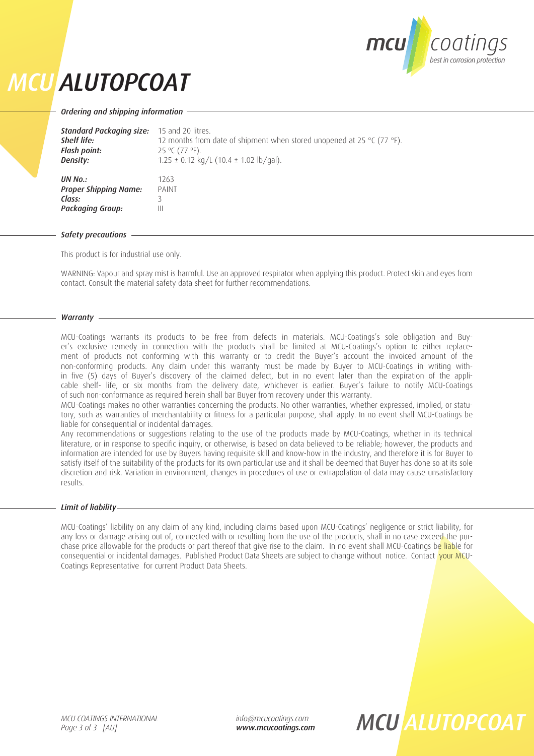# MCU ALUTOPCOAT

## Ordering and shipping information

| | |
|---|---|
| **Standard Packaging size:** | 15 and 20 litres. |
| **Shelf life:** | 12 months from date of shipment when stored unopened at 25 °C (77 °F). |
| **Flash point:** | 25 ºC (77 ºF). |
| **Density:** | 1.25 ± 0.12 kg/L (10.4 ± 1.02 lb/gal). |
| **UN No.:** | 1263 |
| **Proper Shipping Name:** | PAINT |
| **Class:** | 3 |
| **Packaging Group:** | III |

## Safety precautions

This product is for industrial use only.

WARNING: Vapour and spray mist is harmful. Use an approved respirator when applying this product. Protect skin and eyes from contact. Consult the material safety data sheet for further recommendations.

## Warranty

MCU-Coatings warrants its products to be free from defects in materials. MCU-Coatings's sole obligation and Buyer's exclusive remedy in connection with the products shall be limited at MCU-Coatings's option to either replacement of products not conforming with this warranty or to credit the Buyer's account the invoiced amount of the non-conforming products. Any claim under this warranty must be made by Buyer to MCU-Coatings in writing within five (5) days of Buyer's discovery of the claimed defect, but in no event later than the expiration of the applicable shelf- life, or six months from the delivery date, whichever is earlier. Buyer's failure to notify MCU-Coatings of such non-conformance as required herein shall bar Buyer from recovery under this warranty.

MCU-Coatings makes no other warranties concerning the products. No other warranties, whether expressed, implied, or statutory, such as warranties of merchantability or fitness for a particular purpose, shall apply. In no event shall MCU-Coatings be liable for consequential or incidental damages.

Any recommendations or suggestions relating to the use of the products made by MCU-Coatings, whether in its technical literature, or in response to specific inquiry, or otherwise, is based on data believed to be reliable; however, the products and information are intended for use by Buyers having requisite skill and know-how in the industry, and therefore it is for Buyer to satisfy itself of the suitability of the products for its own particular use and it shall be deemed that Buyer has done so at its sole discretion and risk. Variation in environment, changes in procedures of use or extrapolation of data may cause unsatisfactory results.

## Limit of liability

MCU-Coatings' liability on any claim of any kind, including claims based upon MCU-Coatings' negligence or strict liability, for any loss or damage arising out of, connected with or resulting from the use of the products, shall in no case exceed the purchase price allowable for the products or part thereof that give rise to the claim. In no event shall MCU-Coatings be liable for consequential or incidental damages. Published Product Data Sheets are subject to change without notice. Contact your MCU-Coatings Representative for current Product Data Sheets.

MCU COATINGS INTERNATIONAL

info@mcucoatings.com
www.mcucoatings.com